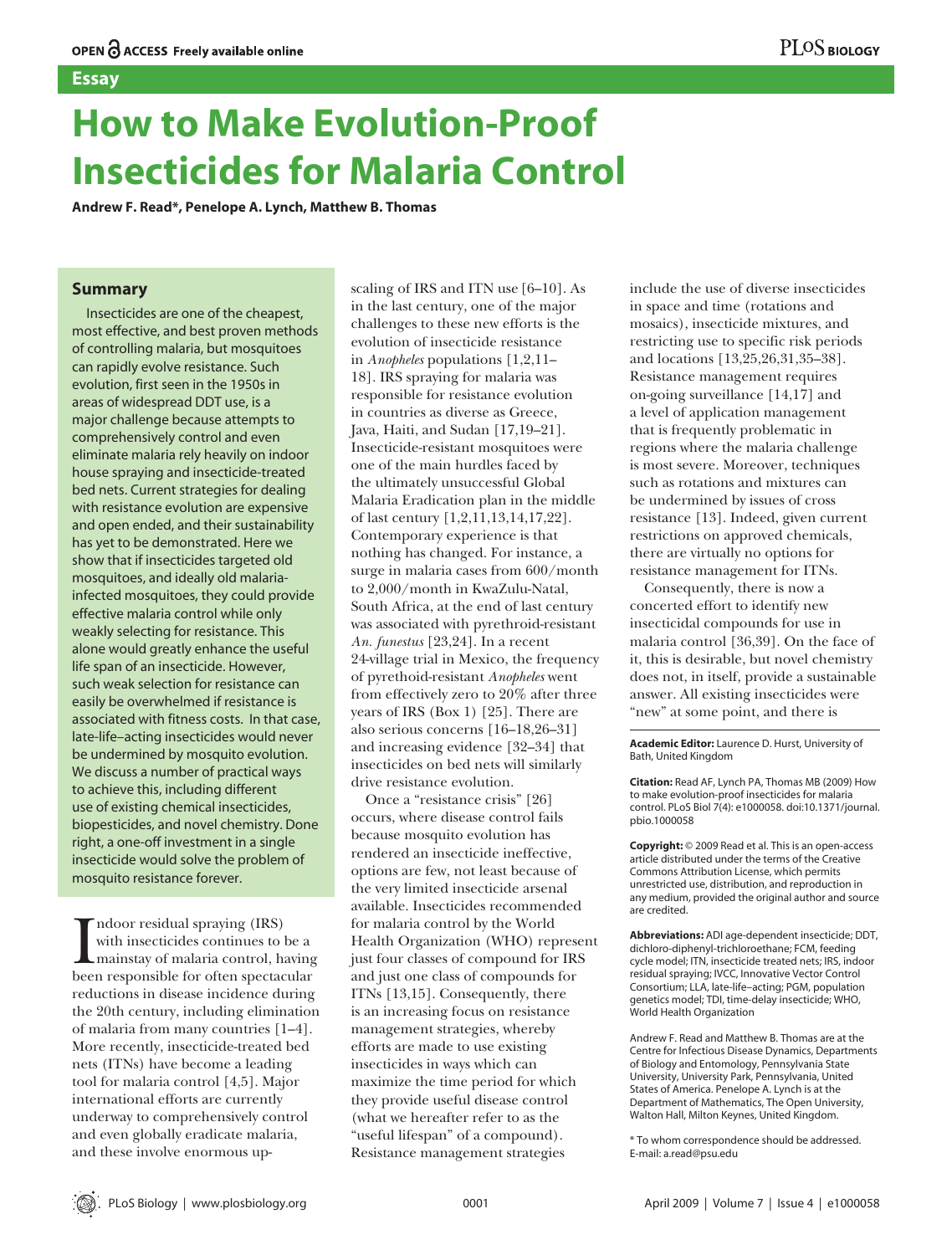# How to Make Evolution-Proof Insecticides for Malaria Control

**Andrew F. Read\*, Penelope A. Lynch, Matthew B. Thomas**

## Summary

Insecticides are one of the cheapest, most effective, and best proven methods of controlling malaria, but mosquitoes can rapidly evolve resistance. Such evolution, first seen in the 1950s in areas of widespread DDT use, is a major challenge because attempts to comprehensively control and even eliminate malaria rely heavily on indoor house spraying and insecticide-treated bed nets. Current strategies for dealing with resistance evolution are expensive and open ended, and their sustainability has yet to be demonstrated. Here we show that if insecticides targeted old mosquitoes, and ideally old malaria-infected mosquitoes, they could provide effective malaria control while only weakly selecting for resistance. This alone would greatly enhance the useful life span of an insecticide. However, such weak selection for resistance can easily be overwhelmed if resistance is associated with fitness costs. In that case, late-life–acting insecticides would never be undermined by mosquito evolution. We discuss a number of practical ways to achieve this, including different use of existing chemical insecticides, biopesticides, and novel chemistry. Done right, a one-off investment in a single insecticide would solve the problem of mosquito resistance forever.

Indoor residual spraying (IRS) with insecticides continues to be a mainstay of malaria control, having been responsible for often spectacular reductions in disease incidence during the 20th century, including elimination of malaria from many countries [1–4]. More recently, insecticide-treated bed nets (ITNs) have become a leading tool for malaria control [4,5]. Major international efforts are currently underway to comprehensively control and even globally eradicate malaria, and these involve enormous up-scaling of IRS and ITN use [6–10]. As in the last century, one of the major challenges to these new efforts is the evolution of insecticide resistance in *Anopheles* populations [1,2,11–18]. IRS spraying for malaria was responsible for resistance evolution in countries as diverse as Greece, Java, Haiti, and Sudan [17,19–21]. Insecticide-resistant mosquitoes were one of the main hurdles faced by the ultimately unsuccessful Global Malaria Eradication plan in the middle of last century [1,2,11,13,14,17,22]. Contemporary experience is that nothing has changed. For instance, a surge in malaria cases from 600/month to 2,000/month in KwaZulu-Natal, South Africa, at the end of last century was associated with pyrethroid-resistant *An. funestus* [23,24]. In a recent 24-village trial in Mexico, the frequency of pyrethoid-resistant *Anopheles* went from effectively zero to 20% after three years of IRS (Box 1) [25]. There are also serious concerns [16–18,26–31] and increasing evidence [32–34] that insecticides on bed nets will similarly drive resistance evolution.

Once a "resistance crisis" [26] occurs, where disease control fails because mosquito evolution has rendered an insecticide ineffective, options are few, not least because of the very limited insecticide arsenal available. Insecticides recommended for malaria control by the World Health Organization (WHO) represent just four classes of compound for IRS and just one class of compounds for ITNs [13,15]. Consequently, there is an increasing focus on resistance management strategies, whereby efforts are made to use existing insecticides in ways which can maximize the time period for which they provide useful disease control (what we hereafter refer to as the "useful lifespan" of a compound). Resistance management strategies include the use of diverse insecticides in space and time (rotations and mosaics), insecticide mixtures, and restricting use to specific risk periods and locations [13,25,26,31,35–38]. Resistance management requires on-going surveillance [14,17] and a level of application management that is frequently problematic in regions where the malaria challenge is most severe. Moreover, techniques such as rotations and mixtures can be undermined by issues of cross resistance [13]. Indeed, given current restrictions on approved chemicals, there are virtually no options for resistance management for ITNs.

Consequently, there is now a concerted effort to identify new insecticidal compounds for use in malaria control [36,39]. On the face of it, this is desirable, but novel chemistry does not, in itself, provide a sustainable answer. All existing insecticides were "new" at some point, and there is

**Academic Editor:** Laurence D. Hurst, University of Bath, United Kingdom

**Citation:** Read AF, Lynch PA, Thomas MB (2009) How to make evolution-proof insecticides for malaria control. PLoS Biol 7(4): e1000058. doi:10.1371/journal.pbio.1000058

**Copyright:** © 2009 Read et al. This is an open-access article distributed under the terms of the Creative Commons Attribution License, which permits unrestricted use, distribution, and reproduction in any medium, provided the original author and source are credited.

**Abbreviations:** ADI age-dependent insecticide; DDT, dichloro-diphenyl-trichloroethane; FCM, feeding cycle model; ITN, insecticide treated nets; IRS, indoor residual spraying; IVCC, Innovative Vector Control Consortium; LLA, late-life–acting; PGM, population genetics model; TDI, time-delay insecticide; WHO, World Health Organization

Andrew F. Read and Matthew B. Thomas are at the Centre for Infectious Disease Dynamics, Departments of Biology and Entomology, Pennsylvania State University, University Park, Pennsylvania, United States of America. Penelope A. Lynch is at the Department of Mathematics, The Open University, Walton Hall, Milton Keynes, United Kingdom.

\* To whom correspondence should be addressed. E-mail: a.read@psu.edu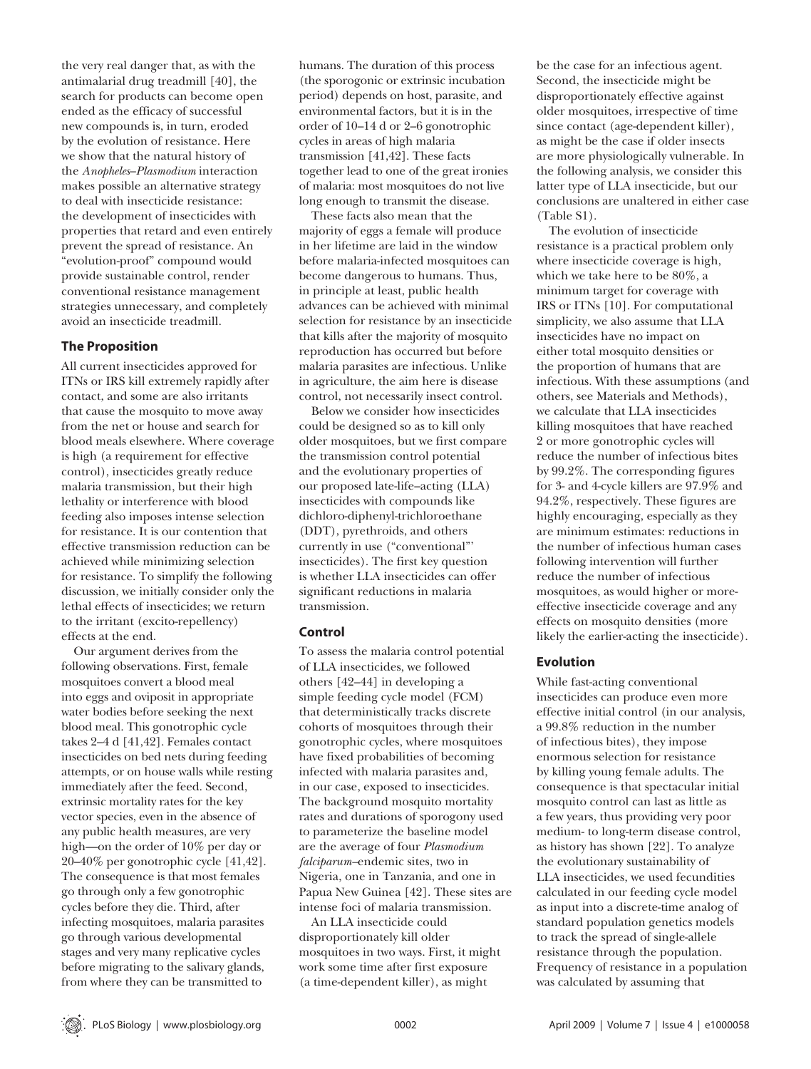the very real danger that, as with the antimalarial drug treadmill [40], the search for products can become open ended as the efficacy of successful new compounds is, in turn, eroded by the evolution of resistance. Here we show that the natural history of the *Anopheles*–*Plasmodium* interaction makes possible an alternative strategy to deal with insecticide resistance: the development of insecticides with properties that retard and even entirely prevent the spread of resistance. An "evolution-proof" compound would provide sustainable control, render conventional resistance management strategies unnecessary, and completely avoid an insecticide treadmill.

## The Proposition

All current insecticides approved for ITNs or IRS kill extremely rapidly after contact, and some are also irritants that cause the mosquito to move away from the net or house and search for blood meals elsewhere. Where coverage is high (a requirement for effective control), insecticides greatly reduce malaria transmission, but their high lethality or interference with blood feeding also imposes intense selection for resistance. It is our contention that effective transmission reduction can be achieved while minimizing selection for resistance. To simplify the following discussion, we initially consider only the lethal effects of insecticides; we return to the irritant (excito-repellency) effects at the end.

Our argument derives from the following observations. First, female mosquitoes convert a blood meal into eggs and oviposit in appropriate water bodies before seeking the next blood meal. This gonotrophic cycle takes 2–4 d [41,42]. Females contact insecticides on bed nets during feeding attempts, or on house walls while resting immediately after the feed. Second, extrinsic mortality rates for the key vector species, even in the absence of any public health measures, are very high—on the order of 10% per day or 20–40% per gonotrophic cycle [41,42]. The consequence is that most females go through only a few gonotrophic cycles before they die. Third, after infecting mosquitoes, malaria parasites go through various developmental stages and very many replicative cycles before migrating to the salivary glands, from where they can be transmitted to humans. The duration of this process (the sporogonic or extrinsic incubation period) depends on host, parasite, and environmental factors, but it is in the order of 10–14 d or 2–6 gonotrophic cycles in areas of high malaria transmission [41,42]. These facts together lead to one of the great ironies of malaria: most mosquitoes do not live long enough to transmit the disease.

These facts also mean that the majority of eggs a female will produce in her lifetime are laid in the window before malaria-infected mosquitoes can become dangerous to humans. Thus, in principle at least, public health advances can be achieved with minimal selection for resistance by an insecticide that kills after the majority of mosquito reproduction has occurred but before malaria parasites are infectious. Unlike in agriculture, the aim here is disease control, not necessarily insect control.

Below we consider how insecticides could be designed so as to kill only older mosquitoes, but we first compare the transmission control potential and the evolutionary properties of our proposed late-life–acting (LLA) insecticides with compounds like dichloro-diphenyl-trichloroethane (DDT), pyrethroids, and others currently in use ("conventional"' insecticides). The first key question is whether LLA insecticides can offer significant reductions in malaria transmission.

## Control

To assess the malaria control potential of LLA insecticides, we followed others [42–44] in developing a simple feeding cycle model (FCM) that deterministically tracks discrete cohorts of mosquitoes through their gonotrophic cycles, where mosquitoes have fixed probabilities of becoming infected with malaria parasites and, in our case, exposed to insecticides. The background mosquito mortality rates and durations of sporogony used to parameterize the baseline model are the average of four *Plasmodium falciparum*–endemic sites, two in Nigeria, one in Tanzania, and one in Papua New Guinea [42]. These sites are intense foci of malaria transmission.

An LLA insecticide could disproportionately kill older mosquitoes in two ways. First, it might work some time after first exposure (a time-dependent killer), as might be the case for an infectious agent. Second, the insecticide might be disproportionately effective against older mosquitoes, irrespective of time since contact (age-dependent killer), as might be the case if older insects are more physiologically vulnerable. In the following analysis, we consider this latter type of LLA insecticide, but our conclusions are unaltered in either case (Table S1).

The evolution of insecticide resistance is a practical problem only where insecticide coverage is high, which we take here to be 80%, a minimum target for coverage with IRS or ITNs [10]. For computational simplicity, we also assume that LLA insecticides have no impact on either total mosquito densities or the proportion of humans that are infectious. With these assumptions (and others, see Materials and Methods), we calculate that LLA insecticides killing mosquitoes that have reached 2 or more gonotrophic cycles will reduce the number of infectious bites by 99.2%. The corresponding figures for 3- and 4-cycle killers are 97.9% and 94.2%, respectively. These figures are highly encouraging, especially as they are minimum estimates: reductions in the number of infectious human cases following intervention will further reduce the number of infectious mosquitoes, as would higher or more-effective insecticide coverage and any effects on mosquito densities (more likely the earlier-acting the insecticide).

## Evolution

While fast-acting conventional insecticides can produce even more effective initial control (in our analysis, a 99.8% reduction in the number of infectious bites), they impose enormous selection for resistance by killing young female adults. The consequence is that spectacular initial mosquito control can last as little as a few years, thus providing very poor medium- to long-term disease control, as history has shown [22]. To analyze the evolutionary sustainability of LLA insecticides, we used fecundities calculated in our feeding cycle model as input into a discrete-time analog of standard population genetics models to track the spread of single-allele resistance through the population. Frequency of resistance in a population was calculated by assuming that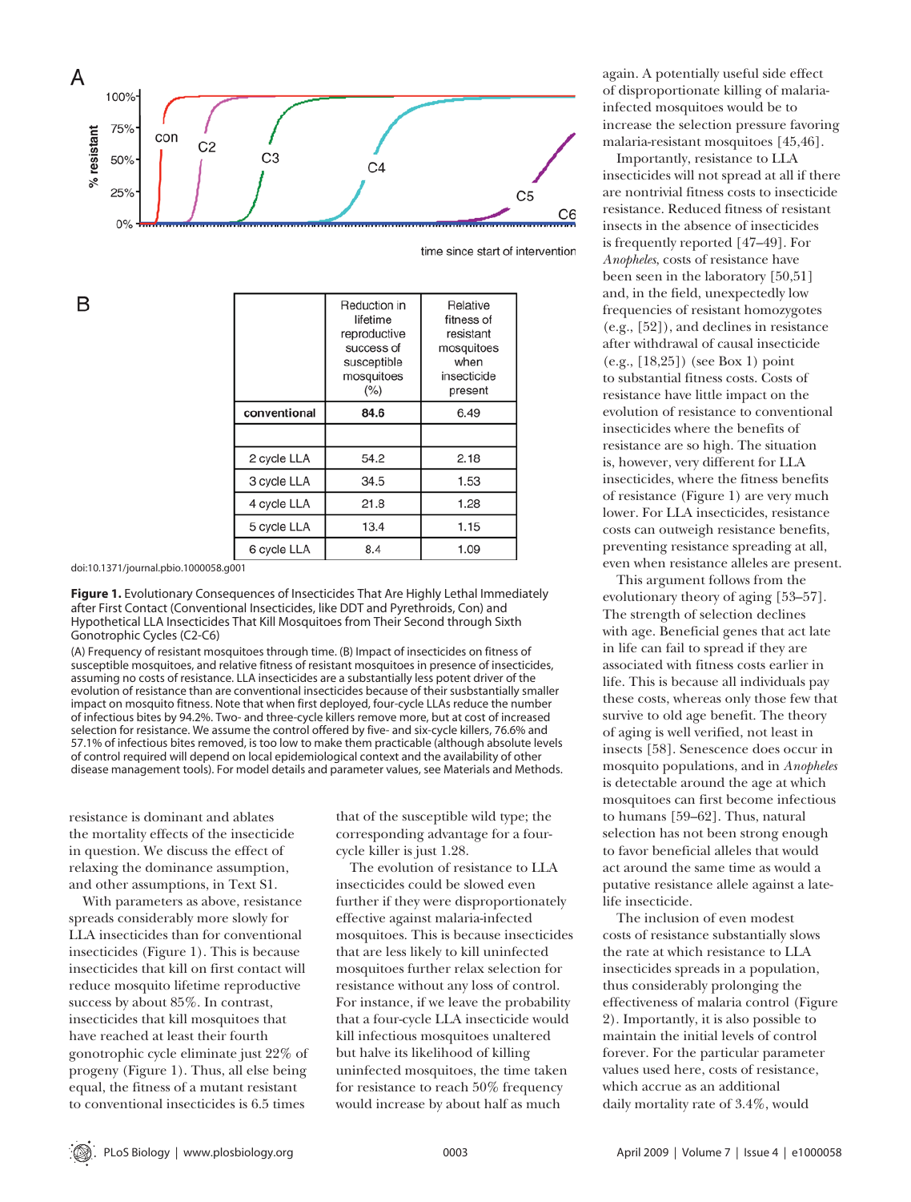A

B

|  | Reduction in lifetime reproductive success of susceptible mosquitoes (%) | Relative fitness of resistant mosquitoes when insecticide present |
|---|---|---|
| **conventional** | **84.6** | 6.49 |
|  |  |  |
| 2 cycle LLA | 54.2 | 2.18 |
| 3 cycle LLA | 34.5 | 1.53 |
| 4 cycle LLA | 21.8 | 1.28 |
| 5 cycle LLA | 13.4 | 1.15 |
| 6 cycle LLA | 8.4 | 1.09 |

doi:10.1371/journal.pbio.1000058.g001

**Figure 1.** Evolutionary Consequences of Insecticides That Are Highly Lethal Immediately after First Contact (Conventional Insecticides, like DDT and Pyrethroids, Con) and Hypothetical LLA Insecticides That Kill Mosquitoes from Their Second through Sixth Gonotrophic Cycles (C2-C6)

(A) Frequency of resistant mosquitoes through time. (B) Impact of insecticides on fitness of susceptible mosquitoes, and relative fitness of resistant mosquitoes in presence of insecticides, assuming no costs of resistance. LLA insecticides are a substantially less potent driver of the evolution of resistance than are conventional insecticides because of their subsstantially smaller impact on mosquito fitness. Note that when first deployed, four-cycle LLAs reduce the number of infectious bites by 94.2%. Two- and three-cycle killers remove more, but at cost of increased selection for resistance. We assume the control offered by five- and six-cycle killers, 76.6% and 57.1% of infectious bites removed, is too low to make them practicable (although absolute levels of control required will depend on local epidemiological context and the availability of other disease management tools). For model details and parameter values, see Materials and Methods.

resistance is dominant and ablates the mortality effects of the insecticide in question. We discuss the effect of relaxing the dominance assumption, and other assumptions, in Text S1.

With parameters as above, resistance spreads considerably more slowly for LLA insecticides than for conventional insecticides (Figure 1). This is because insecticides that kill on first contact will reduce mosquito lifetime reproductive success by about 85%. In contrast, insecticides that kill mosquitoes that have reached at least their fourth gonotrophic cycle eliminate just 22% of progeny (Figure 1). Thus, all else being equal, the fitness of a mutant resistant to conventional insecticides is 6.5 times that of the susceptible wild type; the corresponding advantage for a four-cycle killer is just 1.28.

The evolution of resistance to LLA insecticides could be slowed even further if they were disproportionately effective against malaria-infected mosquitoes. This is because insecticides that are less likely to kill uninfected mosquitoes further relax selection for resistance without any loss of control. For instance, if we leave the probability that a four-cycle LLA insecticide would kill infectious mosquitoes unaltered but halve its likelihood of killing uninfected mosquitoes, the time taken for resistance to reach 50% frequency would increase by about half as much again. A potentially useful side effect of disproportionate killing of malaria-infected mosquitoes would be to increase the selection pressure favoring malaria-resistant mosquitoes [45,46].

Importantly, resistance to LLA insecticides will not spread at all if there are nontrivial fitness costs to insecticide resistance. Reduced fitness of resistant insects in the absence of insecticides is frequently reported [47–49]. For *Anopheles*, costs of resistance have been seen in the laboratory [50,51] and, in the field, unexpectedly low frequencies of resistant homozygotes (e.g., [52]), and declines in resistance after withdrawal of causal insecticide (e.g., [18,25]) (see Box 1) point to substantial fitness costs. Costs of resistance have little impact on the evolution of resistance to conventional insecticides where the benefits of resistance are so high. The situation is, however, very different for LLA insecticides, where the fitness benefits of resistance (Figure 1) are very much lower. For LLA insecticides, resistance costs can outweigh resistance benefits, preventing resistance spreading at all, even when resistance alleles are present.

This argument follows from the evolutionary theory of aging [53–57]. The strength of selection declines with age. Beneficial genes that act late in life can fail to spread if they are associated with fitness costs earlier in life. This is because all individuals pay these costs, whereas only those few that survive to old age benefit. The theory of aging is well verified, not least in insects [58]. Senescence does occur in mosquito populations, and in *Anopheles* is detectable around the age at which mosquitoes can first become infectious to humans [59–62]. Thus, natural selection has not been strong enough to favor beneficial alleles that would act around the same time as would a putative resistance allele against a late-life insecticide.

The inclusion of even modest costs of resistance substantially slows the rate at which resistance to LLA insecticides spreads in a population, thus considerably prolonging the effectiveness of malaria control (Figure 2). Importantly, it is also possible to maintain the initial levels of control forever. For the particular parameter values used here, costs of resistance, which accrue as an additional daily mortality rate of 3.4%, would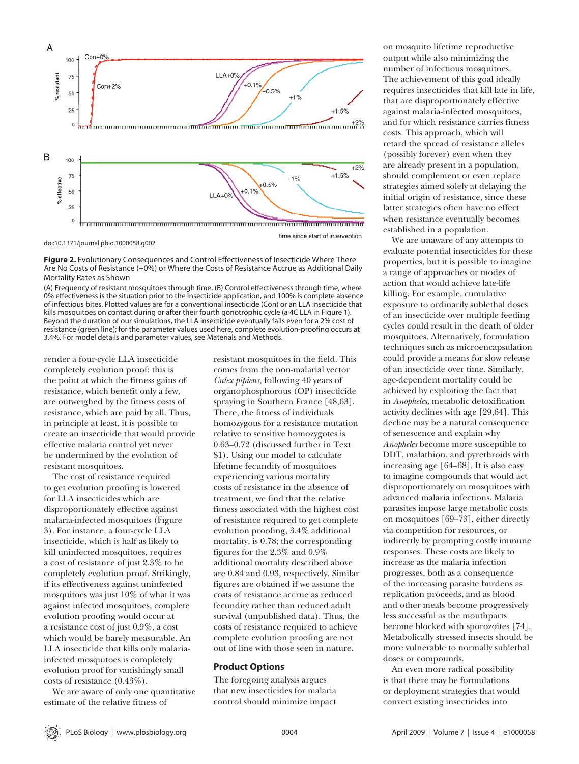doi:10.1371/journal.pbio.1000058.g002

**Figure 2.** Evolutionary Consequences and Control Effectiveness of Insecticide Where There Are No Costs of Resistance (+0%) or Where the Costs of Resistance Accrue as Additional Daily Mortality Rates as Shown

(A) Frequency of resistant mosquitoes through time. (B) Control effectiveness through time, where 0% effectiveness is the situation prior to the insecticide application, and 100% is complete absence of infectious bites. Plotted values are for a conventional insecticide (Con) or an LLA insecticide that kills mosquitoes on contact during or after their fourth gonotrophic cycle (a 4C LLA in Figure 1). Beyond the duration of our simulations, the LLA insecticide eventually fails even for a 2% cost of resistance (green line); for the parameter values used here, complete evolution-proofing occurs at 3.4%. For model details and parameter values, see Materials and Methods.

render a four-cycle LLA insecticide completely evolution proof: this is the point at which the fitness gains of resistance, which benefit only a few, are outweighed by the fitness costs of resistance, which are paid by all. Thus, in principle at least, it is possible to create an insecticide that would provide effective malaria control yet never be undermined by the evolution of resistant mosquitoes.

The cost of resistance required to get evolution proofing is lowered for LLA insecticides which are disproportionately effective against malaria-infected mosquitoes (Figure 3). For instance, a four-cycle LLA insecticide, which is half as likely to kill uninfected mosquitoes, requires a cost of resistance of just 2.3% to be completely evolution proof. Strikingly, if its effectiveness against uninfected mosquitoes was just 10% of what it was against infected mosquitoes, complete evolution proofing would occur at a resistance cost of just 0.9%, a cost which would be barely measurable. An LLA insecticide that kills only malaria-infected mosquitoes is completely evolution proof for vanishingly small costs of resistance (0.43%).

We are aware of only one quantitative estimate of the relative fitness of resistant mosquitoes in the field. This comes from the non-malarial vector *Culex pipiens*, following 40 years of organophosphorous (OP) insecticide spraying in Southern France [48,63]. There, the fitness of individuals homozygous for a resistance mutation relative to sensitive homozygotes is 0.63–0.72 (discussed further in Text S1). Using our model to calculate lifetime fecundity of mosquitoes experiencing various mortality costs of resistance in the absence of treatment, we find that the relative fitness associated with the highest cost of resistance required to get complete evolution proofing, 3.4% additional mortality, is 0.78; the corresponding figures for the 2.3% and 0.9% additional mortality described above are 0.84 and 0.93, respectively. Similar figures are obtained if we assume the costs of resistance accrue as reduced fecundity rather than reduced adult survival (unpublished data). Thus, the costs of resistance required to achieve complete evolution proofing are not out of line with those seen in nature.

## Product Options

The foregoing analysis argues that new insecticides for malaria control should minimize impact on mosquito lifetime reproductive output while also minimizing the number of infectious mosquitoes. The achievement of this goal ideally requires insecticides that kill late in life, that are disproportionately effective against malaria-infected mosquitoes, and for which resistance carries fitness costs. This approach, which will retard the spread of resistance alleles (possibly forever) even when they are already present in a population, should complement or even replace strategies aimed solely at delaying the initial origin of resistance, since these latter strategies often have no effect when resistance eventually becomes established in a population.

We are unaware of any attempts to evaluate potential insecticides for these properties, but it is possible to imagine a range of approaches or modes of action that would achieve late-life killing. For example, cumulative exposure to ordinarily sublethal doses of an insecticide over multiple feeding cycles could result in the death of older mosquitoes. Alternatively, formulation techniques such as microencapsulation could provide a means for slow release of an insecticide over time. Similarly, age-dependent mortality could be achieved by exploiting the fact that in *Anopheles*, metabolic detoxification activity declines with age [29,64]. This decline may be a natural consequence of senescence and explain why *Anopheles* become more susceptible to DDT, malathion, and pyrethroids with increasing age [64–68]. It is also easy to imagine compounds that would act disproportionately on mosquitoes with advanced malaria infections. Malaria parasites impose large metabolic costs on mosquitoes [69–73], either directly via competition for resources, or indirectly by prompting costly immune responses. These costs are likely to increase as the malaria infection progresses, both as a consequence of the increasing parasite burdens as replication proceeds, and as blood and other meals become progressively less successful as the mouthparts become blocked with sporozoites [74]. Metabolically stressed insects should be more vulnerable to normally sublethal doses or compounds.

An even more radical possibility is that there may be formulations or deployment strategies that would convert existing insecticides into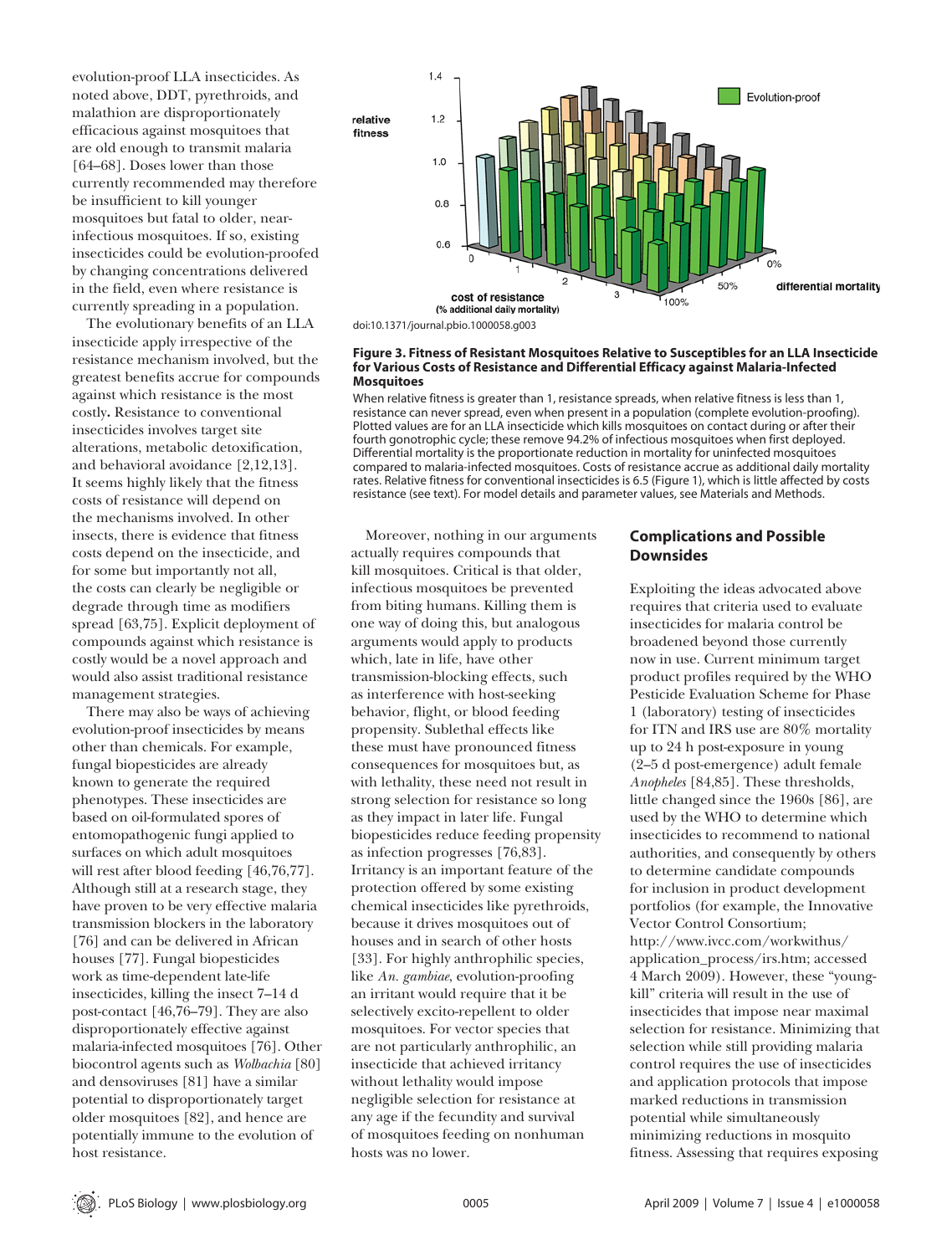evolution-proof LLA insecticides. As noted above, DDT, pyrethroids, and malathion are disproportionately efficacious against mosquitoes that are old enough to transmit malaria [64–68]. Doses lower than those currently recommended may therefore be insufficient to kill younger mosquitoes but fatal to older, near-infectious mosquitoes. If so, existing insecticides could be evolution-proofed by changing concentrations delivered in the field, even where resistance is currently spreading in a population.

The evolutionary benefits of an LLA insecticide apply irrespective of the resistance mechanism involved, but the greatest benefits accrue for compounds against which resistance is the most costly**.** Resistance to conventional insecticides involves target site alterations, metabolic detoxification, and behavioral avoidance [2,12,13]. It seems highly likely that the fitness costs of resistance will depend on the mechanisms involved. In other insects, there is evidence that fitness costs depend on the insecticide, and for some but importantly not all, the costs can clearly be negligible or degrade through time as modifiers spread [63,75]. Explicit deployment of compounds against which resistance is costly would be a novel approach and would also assist traditional resistance management strategies.

There may also be ways of achieving evolution-proof insecticides by means other than chemicals. For example, fungal biopesticides are already known to generate the required phenotypes. These insecticides are based on oil-formulated spores of entomopathogenic fungi applied to surfaces on which adult mosquitoes will rest after blood feeding [46,76,77]. Although still at a research stage, they have proven to be very effective malaria transmission blockers in the laboratory [76] and can be delivered in African houses [77]. Fungal biopesticides work as time-dependent late-life insecticides, killing the insect 7–14 d post-contact [46,76–79]. They are also disproportionately effective against malaria-infected mosquitoes [76]. Other biocontrol agents such as *Wolbachia* [80] and densoviruses [81] have a similar potential to disproportionately target older mosquitoes [82], and hence are potentially immune to the evolution of host resistance.

doi:10.1371/journal.pbio.1000058.g003

**Figure 3. Fitness of Resistant Mosquitoes Relative to Susceptibles for an LLA Insecticide for Various Costs of Resistance and Differential Efficacy against Malaria-Infected Mosquitoes**

When relative fitness is greater than 1, resistance spreads, when relative fitness is less than 1, resistance can never spread, even when present in a population (complete evolution-proofing). Plotted values are for an LLA insecticide which kills mosquitoes on contact during or after their fourth gonotrophic cycle; these remove 94.2% of infectious mosquitoes when first deployed. Differential mortality is the proportionate reduction in mortality for uninfected mosquitoes compared to malaria-infected mosquitoes. Costs of resistance accrue as additional daily mortality rates. Relative fitness for conventional insecticides is 6.5 (Figure 1), which is little affected by costs resistance (see text). For model details and parameter values, see Materials and Methods.

Moreover, nothing in our arguments actually requires compounds that kill mosquitoes. Critical is that older, infectious mosquitoes be prevented from biting humans. Killing them is one way of doing this, but analogous arguments would apply to products which, late in life, have other transmission-blocking effects, such as interference with host-seeking behavior, flight, or blood feeding propensity. Sublethal effects like these must have pronounced fitness consequences for mosquitoes but, as with lethality, these need not result in strong selection for resistance so long as they impact in later life. Fungal biopesticides reduce feeding propensity as infection progresses [76,83]. Irritancy is an important feature of the protection offered by some existing chemical insecticides like pyrethroids, because it drives mosquitoes out of houses and in search of other hosts [33]. For highly anthrophilic species, like *An. gambiae*, evolution-proofing an irritant would require that it be selectively excito-repellent to older mosquitoes. For vector species that are not particularly anthrophilic, an insecticide that achieved irritancy without lethality would impose negligible selection for resistance at any age if the fecundity and survival of mosquitoes feeding on nonhuman hosts was no lower.

## Complications and Possible Downsides

Exploiting the ideas advocated above requires that criteria used to evaluate insecticides for malaria control be broadened beyond those currently now in use. Current minimum target product profiles required by the WHO Pesticide Evaluation Scheme for Phase 1 (laboratory) testing of insecticides for ITN and IRS use are 80% mortality up to 24 h post-exposure in young (2–5 d post-emergence) adult female *Anopheles* [84,85]. These thresholds, little changed since the 1960s [86], are used by the WHO to determine which insecticides to recommend to national authorities, and consequently by others to determine candidate compounds for inclusion in product development portfolios (for example, the Innovative Vector Control Consortium; http://www.ivcc.com/workwithus/application_process/irs.htm; accessed 4 March 2009). However, these "young-kill" criteria will result in the use of insecticides that impose near maximal selection for resistance. Minimizing that selection while still providing malaria control requires the use of insecticides and application protocols that impose marked reductions in transmission potential while simultaneously minimizing reductions in mosquito fitness. Assessing that requires exposing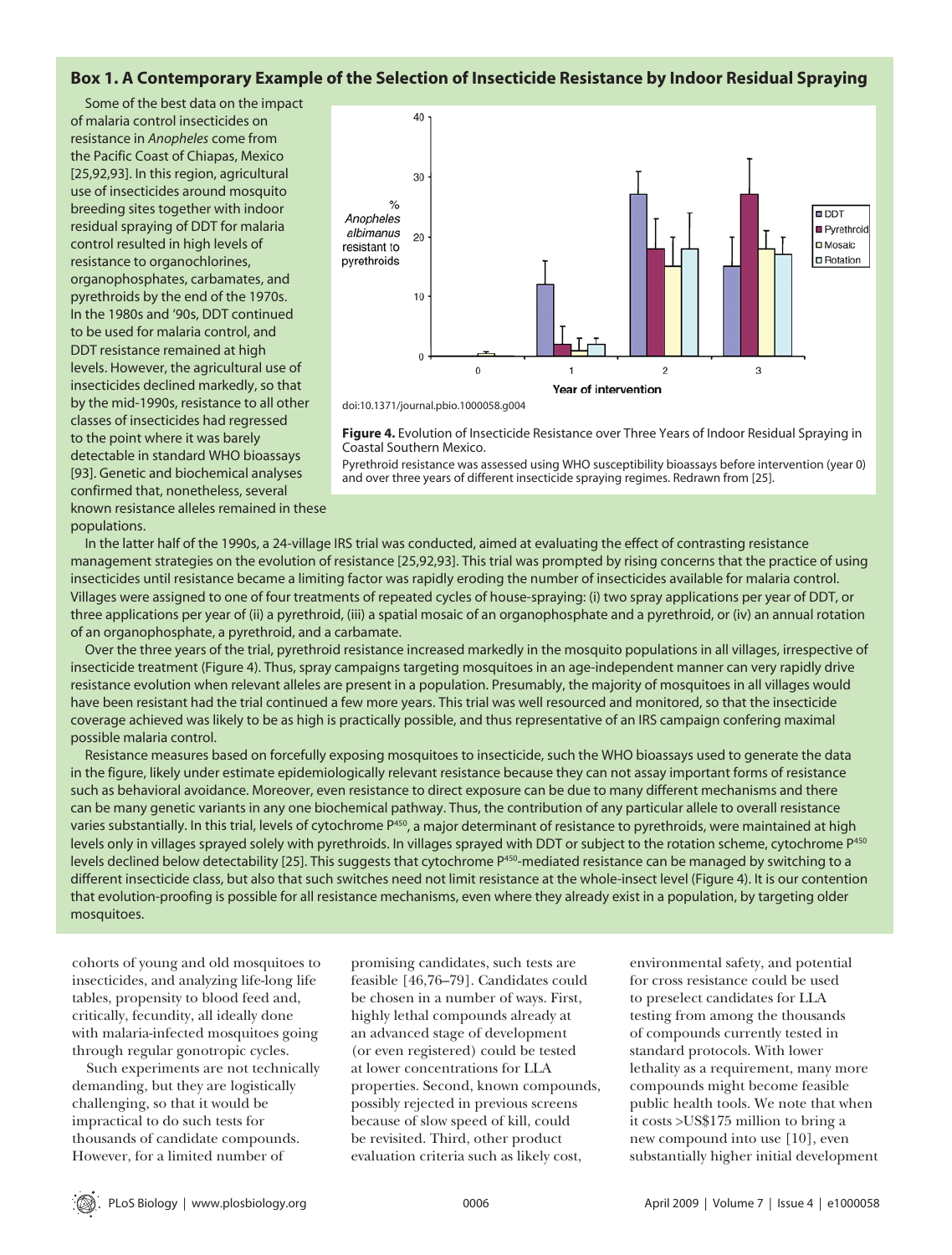### Box 1. A Contemporary Example of the Selection of Insecticide Resistance by Indoor Residual Spraying

Some of the best data on the impact of malaria control insecticides on resistance in *Anopheles* come from the Pacific Coast of Chiapas, Mexico [25,92,93]. In this region, agricultural use of insecticides around mosquito breeding sites together with indoor residual spraying of DDT for malaria control resulted in high levels of resistance to organochlorines, organophosphates, carbamates, and pyrethroids by the end of the 1970s. In the 1980s and '90s, DDT continued to be used for malaria control, and DDT resistance remained at high levels. However, the agricultural use of insecticides declined markedly, so that by the mid-1990s, resistance to all other classes of insecticides had regressed to the point where it was barely detectable in standard WHO bioassays [93]. Genetic and biochemical analyses confirmed that, nonetheless, several known resistance alleles remained in these populations.

% *Anopheles albimanus* resistant to pyrethroids

40
30
20
10
0

0
1
2
3

Year of intervention

DDT
Pyrethroid
Mosaic
Rotation

doi:10.1371/journal.pbio.1000058.g004

**Figure 4.** Evolution of Insecticide Resistance over Three Years of Indoor Residual Spraying in Coastal Southern Mexico.

Pyrethroid resistance was assessed using WHO susceptibility bioassays before intervention (year 0) and over three years of different insecticide spraying regimes. Redrawn from [25].

In the latter half of the 1990s, a 24-village IRS trial was conducted, aimed at evaluating the effect of contrasting resistance management strategies on the evolution of resistance [25,92,93]. This trial was prompted by rising concerns that the practice of using insecticides until resistance became a limiting factor was rapidly eroding the number of insecticides available for malaria control. Villages were assigned to one of four treatments of repeated cycles of house-spraying: (i) two spray applications per year of DDT, or three applications per year of (ii) a pyrethroid, (iii) a spatial mosaic of an organophosphate and a pyrethroid, or (iv) an annual rotation of an organophosphate, a pyrethroid, and a carbamate.

Over the three years of the trial, pyrethroid resistance increased markedly in the mosquito populations in all villages, irrespective of insecticide treatment (Figure 4). Thus, spray campaigns targeting mosquitoes in an age-independent manner can very rapidly drive resistance evolution when relevant alleles are present in a population. Presumably, the majority of mosquitoes in all villages would have been resistant had the trial continued a few more years. This trial was well resourced and monitored, so that the insecticide coverage achieved was likely to be as high is practically possible, and thus representative of an IRS campaign confering maximal possible malaria control.

Resistance measures based on forcefully exposing mosquitoes to insecticide, such the WHO bioassays used to generate the data in the figure, likely under estimate epidemiologically relevant resistance because they can not assay important forms of resistance such as behavioral avoidance. Moreover, even resistance to direct exposure can be due to many different mechanisms and there can be many genetic variants in any one biochemical pathway. Thus, the contribution of any particular allele to overall resistance varies substantially. In this trial, levels of cytochrome $P^{450}$, a major determinant of resistance to pyrethroids, were maintained at high levels only in villages sprayed solely with pyrethroids. In villages sprayed with DDT or subject to the rotation scheme, cytochrome $P^{450}$ levels declined below detectability [25]. This suggests that cytochrome $P^{450}$-mediated resistance can be managed by switching to a different insecticide class, but also that such switches need not limit resistance at the whole-insect level (Figure 4). It is our contention that evolution-proofing is possible for all resistance mechanisms, even where they already exist in a population, by targeting older mosquitoes.

cohorts of young and old mosquitoes to insecticides, and analyzing life-long life tables, propensity to blood feed and, critically, fecundity, all ideally done with malaria-infected mosquitoes going through regular gonotropic cycles.

Such experiments are not technically demanding, but they are logistically challenging, so that it would be impractical to do such tests for thousands of candidate compounds. However, for a limited number of promising candidates, such tests are feasible [46,76–79]. Candidates could be chosen in a number of ways. First, highly lethal compounds already at an advanced stage of development (or even registered) could be tested at lower concentrations for LLA properties. Second, known compounds, possibly rejected in previous screens because of slow speed of kill, could be revisited. Third, other product evaluation criteria such as likely cost, environmental safety, and potential for cross resistance could be used to preselect candidates for LLA testing from among the thousands of compounds currently tested in standard protocols. With lower lethality as a requirement, many more compounds might become feasible public health tools. We note that when it costs >US$175 million to bring a new compound into use [10], even substantially higher initial development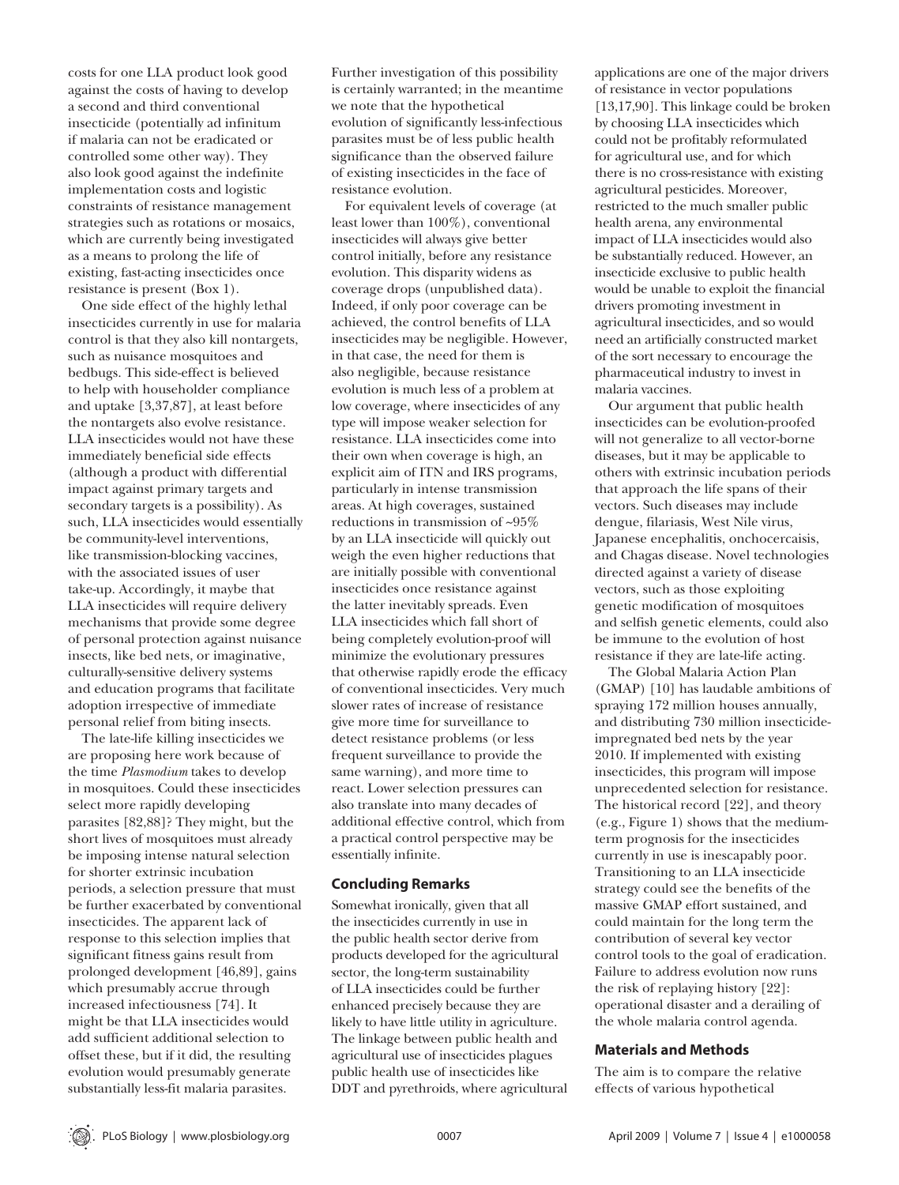costs for one LLA product look good against the costs of having to develop a second and third conventional insecticide (potentially ad infinitum if malaria can not be eradicated or controlled some other way). They also look good against the indefinite implementation costs and logistic constraints of resistance management strategies such as rotations or mosaics, which are currently being investigated as a means to prolong the life of existing, fast-acting insecticides once resistance is present (Box 1).

One side effect of the highly lethal insecticides currently in use for malaria control is that they also kill nontargets, such as nuisance mosquitoes and bedbugs. This side-effect is believed to help with householder compliance and uptake [3,37,87], at least before the nontargets also evolve resistance. LLA insecticides would not have these immediately beneficial side effects (although a product with differential impact against primary targets and secondary targets is a possibility). As such, LLA insecticides would essentially be community-level interventions, like transmission-blocking vaccines, with the associated issues of user take-up. Accordingly, it maybe that LLA insecticides will require delivery mechanisms that provide some degree of personal protection against nuisance insects, like bed nets, or imaginative, culturally-sensitive delivery systems and education programs that facilitate adoption irrespective of immediate personal relief from biting insects.

The late-life killing insecticides we are proposing here work because of the time *Plasmodium* takes to develop in mosquitoes. Could these insecticides select more rapidly developing parasites [82,88]? They might, but the short lives of mosquitoes must already be imposing intense natural selection for shorter extrinsic incubation periods, a selection pressure that must be further exacerbated by conventional insecticides. The apparent lack of response to this selection implies that significant fitness gains result from prolonged development [46,89], gains which presumably accrue through increased infectiousness [74]. It might be that LLA insecticides would add sufficient additional selection to offset these, but if it did, the resulting evolution would presumably generate substantially less-fit malaria parasites. Further investigation of this possibility is certainly warranted; in the meantime we note that the hypothetical evolution of significantly less-infectious parasites must be of less public health significance than the observed failure of existing insecticides in the face of resistance evolution.

For equivalent levels of coverage (at least lower than 100%), conventional insecticides will always give better control initially, before any resistance evolution. This disparity widens as coverage drops (unpublished data). Indeed, if only poor coverage can be achieved, the control benefits of LLA insecticides may be negligible. However, in that case, the need for them is also negligible, because resistance evolution is much less of a problem at low coverage, where insecticides of any type will impose weaker selection for resistance. LLA insecticides come into their own when coverage is high, an explicit aim of ITN and IRS programs, particularly in intense transmission areas. At high coverages, sustained reductions in transmission of ~95% by an LLA insecticide will quickly out weigh the even higher reductions that are initially possible with conventional insecticides once resistance against the latter inevitably spreads. Even LLA insecticides which fall short of being completely evolution-proof will minimize the evolutionary pressures that otherwise rapidly erode the efficacy of conventional insecticides. Very much slower rates of increase of resistance give more time for surveillance to detect resistance problems (or less frequent surveillance to provide the same warning), and more time to react. Lower selection pressures can also translate into many decades of additional effective control, which from a practical control perspective may be essentially infinite.

## Concluding Remarks

Somewhat ironically, given that all the insecticides currently in use in the public health sector derive from products developed for the agricultural sector, the long-term sustainability of LLA insecticides could be further enhanced precisely because they are likely to have little utility in agriculture. The linkage between public health and agricultural use of insecticides plagues public health use of insecticides like DDT and pyrethroids, where agricultural applications are one of the major drivers of resistance in vector populations [13,17,90]. This linkage could be broken by choosing LLA insecticides which could not be profitably reformulated for agricultural use, and for which there is no cross-resistance with existing agricultural pesticides. Moreover, restricted to the much smaller public health arena, any environmental impact of LLA insecticides would also be substantially reduced. However, an insecticide exclusive to public health would be unable to exploit the financial drivers promoting investment in agricultural insecticides, and so would need an artificially constructed market of the sort necessary to encourage the pharmaceutical industry to invest in malaria vaccines.

Our argument that public health insecticides can be evolution-proofed will not generalize to all vector-borne diseases, but it may be applicable to others with extrinsic incubation periods that approach the life spans of their vectors. Such diseases may include dengue, filariasis, West Nile virus, Japanese encephalitis, onchocercaisis, and Chagas disease. Novel technologies directed against a variety of disease vectors, such as those exploiting genetic modification of mosquitoes and selfish genetic elements, could also be immune to the evolution of host resistance if they are late-life acting.

The Global Malaria Action Plan (GMAP) [10] has laudable ambitions of spraying 172 million houses annually, and distributing 730 million insecticide-impregnated bed nets by the year 2010. If implemented with existing insecticides, this program will impose unprecedented selection for resistance. The historical record [22], and theory (e.g., Figure 1) shows that the medium-term prognosis for the insecticides currently in use is inescapably poor. Transitioning to an LLA insecticide strategy could see the benefits of the massive GMAP effort sustained, and could maintain for the long term the contribution of several key vector control tools to the goal of eradication. Failure to address evolution now runs the risk of replaying history [22]: operational disaster and a derailing of the whole malaria control agenda.

## Materials and Methods

The aim is to compare the relative effects of various hypothetical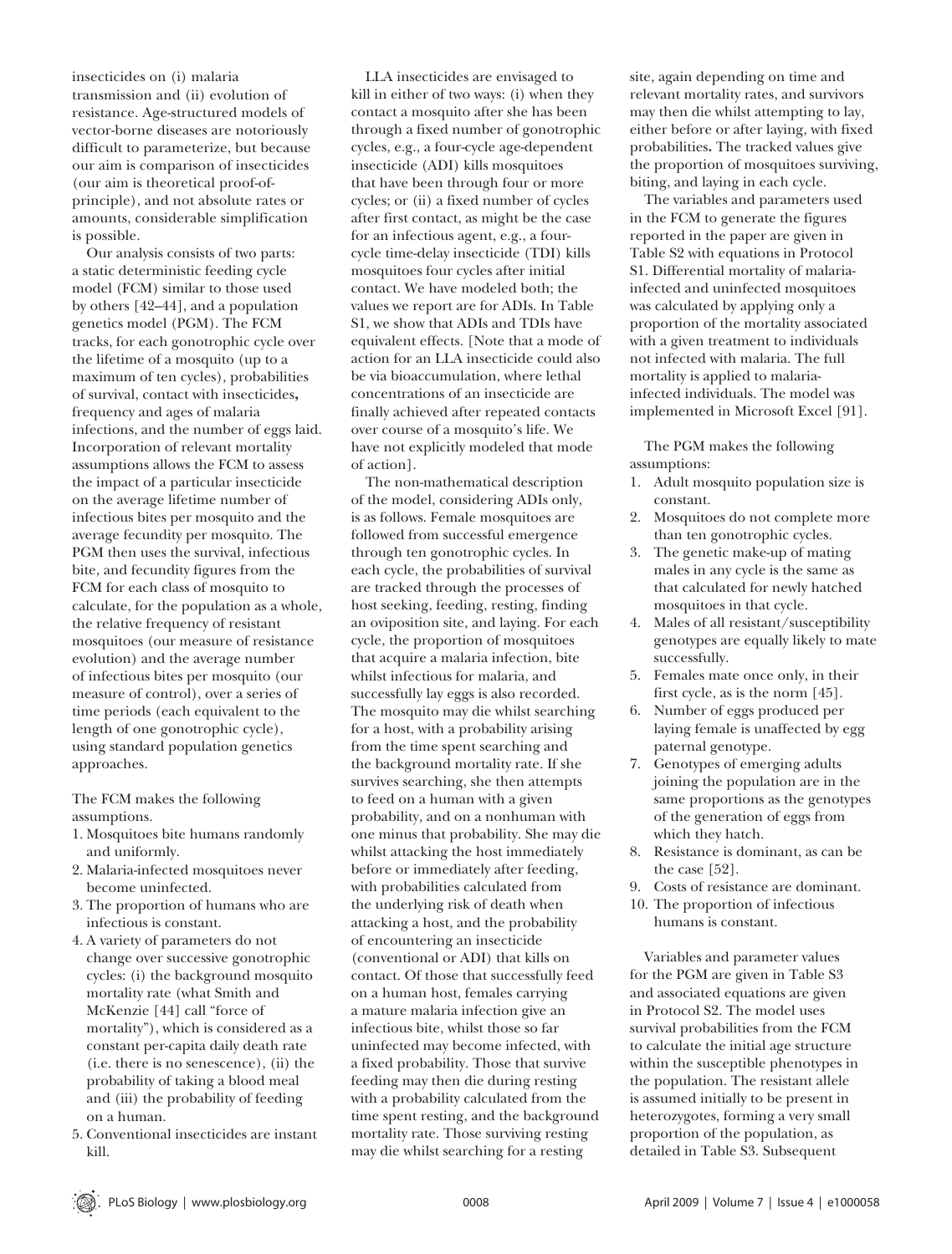insecticides on (i) malaria transmission and (ii) evolution of resistance. Age-structured models of vector-borne diseases are notoriously difficult to parameterize, but because our aim is comparison of insecticides (our aim is theoretical proof-of-principle), and not absolute rates or amounts, considerable simplification is possible.

Our analysis consists of two parts: a static deterministic feeding cycle model (FCM) similar to those used by others [42–44], and a population genetics model (PGM). The FCM tracks, for each gonotrophic cycle over the lifetime of a mosquito (up to a maximum of ten cycles), probabilities of survival, contact with insecticides, frequency and ages of malaria infections, and the number of eggs laid. Incorporation of relevant mortality assumptions allows the FCM to assess the impact of a particular insecticide on the average lifetime number of infectious bites per mosquito and the average fecundity per mosquito. The PGM then uses the survival, infectious bite, and fecundity figures from the FCM for each class of mosquito to calculate, for the population as a whole, the relative frequency of resistant mosquitoes (our measure of resistance evolution) and the average number of infectious bites per mosquito (our measure of control), over a series of time periods (each equivalent to the length of one gonotrophic cycle), using standard population genetics approaches.

The FCM makes the following assumptions.

1. Mosquitoes bite humans randomly and uniformly.
2. Malaria-infected mosquitoes never become uninfected.
3. The proportion of humans who are infectious is constant.
4. A variety of parameters do not change over successive gonotrophic cycles: (i) the background mosquito mortality rate (what Smith and McKenzie [44] call "force of mortality"), which is considered as a constant per-capita daily death rate (i.e. there is no senescence), (ii) the probability of taking a blood meal and (iii) the probability of feeding on a human.
5. Conventional insecticides are instant kill.

LLA insecticides are envisaged to kill in either of two ways: (i) when they contact a mosquito after she has been through a fixed number of gonotrophic cycles, e.g., a four-cycle age-dependent insecticide (ADI) kills mosquitoes that have been through four or more cycles; or (ii) a fixed number of cycles after first contact, as might be the case for an infectious agent, e.g., a four-cycle time-delay insecticide (TDI) kills mosquitoes four cycles after initial contact. We have modeled both; the values we report are for ADIs. In Table S1, we show that ADIs and TDIs have equivalent effects. [Note that a mode of action for an LLA insecticide could also be via bioaccumulation, where lethal concentrations of an insecticide are finally achieved after repeated contacts over course of a mosquito's life. We have not explicitly modeled that mode of action].

The non-mathematical description of the model, considering ADIs only, is as follows. Female mosquitoes are followed from successful emergence through ten gonotrophic cycles. In each cycle, the probabilities of survival are tracked through the processes of host seeking, feeding, resting, finding an oviposition site, and laying. For each cycle, the proportion of mosquitoes that acquire a malaria infection, bite whilst infectious for malaria, and successfully lay eggs is also recorded. The mosquito may die whilst searching for a host, with a probability arising from the time spent searching and the background mortality rate. If she survives searching, she then attempts to feed on a human with a given probability, and on a nonhuman with one minus that probability. She may die whilst attacking the host immediately before or immediately after feeding, with probabilities calculated from the underlying risk of death when attacking a host, and the probability of encountering an insecticide (conventional or ADI) that kills on contact. Of those that successfully feed on a human host, females carrying a mature malaria infection give an infectious bite, whilst those so far uninfected may become infected, with a fixed probability. Those that survive feeding may then die during resting with a probability calculated from the time spent resting, and the background mortality rate. Those surviving resting may die whilst searching for a resting site, again depending on time and relevant mortality rates, and survivors may then die whilst attempting to lay, either before or after laying, with fixed probabilities. The tracked values give the proportion of mosquitoes surviving, biting, and laying in each cycle.

The variables and parameters used in the FCM to generate the figures reported in the paper are given in Table S2 with equations in Protocol S1. Differential mortality of malaria-infected and uninfected mosquitoes was calculated by applying only a proportion of the mortality associated with a given treatment to individuals not infected with malaria. The full mortality is applied to malaria-infected individuals. The model was implemented in Microsoft Excel [91].

The PGM makes the following assumptions:

1. Adult mosquito population size is constant.
2. Mosquitoes do not complete more than ten gonotrophic cycles.
3. The genetic make-up of mating males in any cycle is the same as that calculated for newly hatched mosquitoes in that cycle.
4. Males of all resistant/susceptibility genotypes are equally likely to mate successfully.
5. Females mate once only, in their first cycle, as is the norm [45].
6. Number of eggs produced per laying female is unaffected by egg paternal genotype.
7. Genotypes of emerging adults joining the population are in the same proportions as the genotypes of the generation of eggs from which they hatch.
8. Resistance is dominant, as can be the case [52].
9. Costs of resistance are dominant.
10. The proportion of infectious humans is constant.

Variables and parameter values for the PGM are given in Table S3 and associated equations are given in Protocol S2. The model uses survival probabilities from the FCM to calculate the initial age structure within the susceptible phenotypes in the population. The resistant allele is assumed initially to be present in heterozygotes, forming a very small proportion of the population, as detailed in Table S3. Subsequent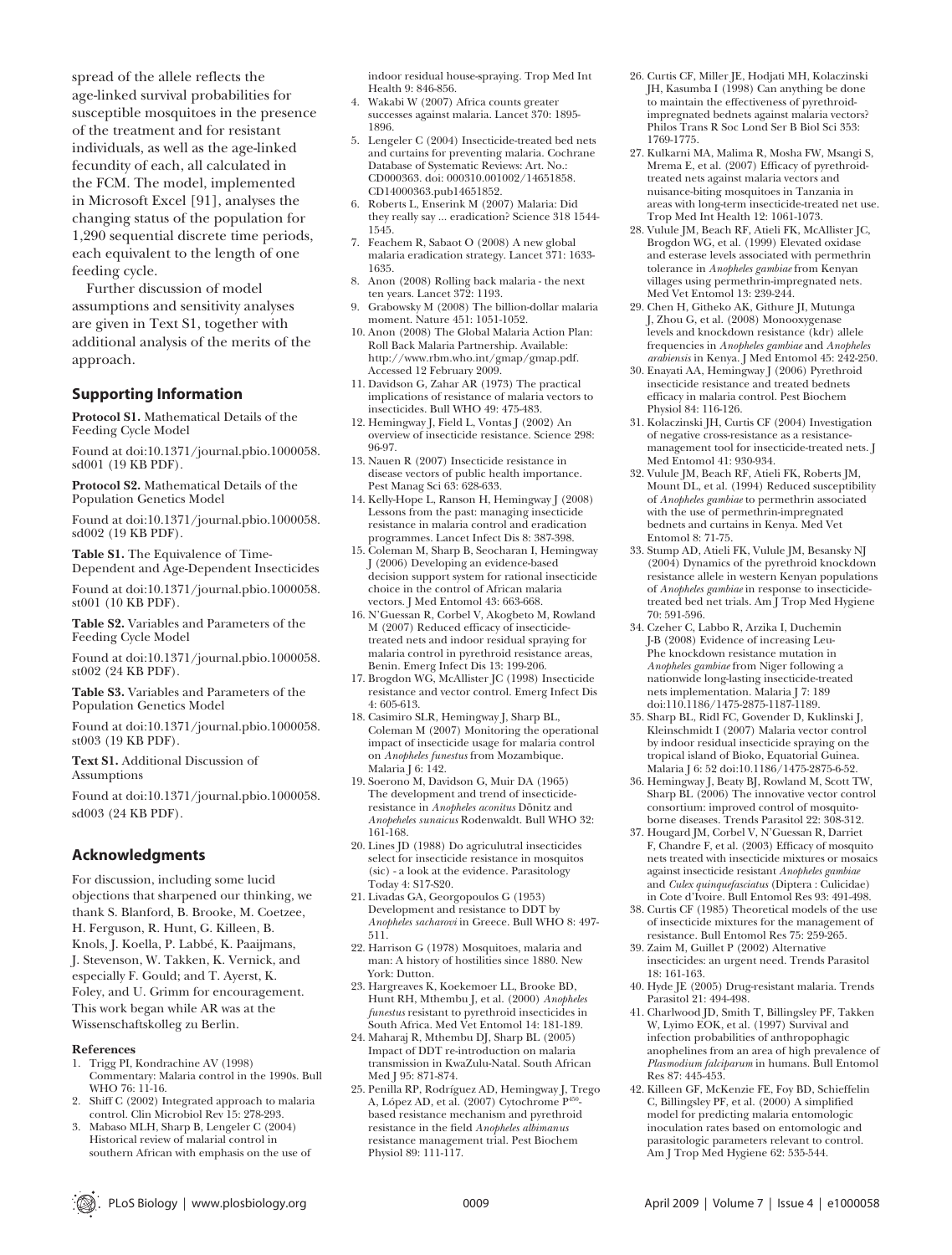spread of the allele reflects the age-linked survival probabilities for susceptible mosquitoes in the presence of the treatment and for resistant individuals, as well as the age-linked fecundity of each, all calculated in the FCM. The model, implemented in Microsoft Excel [91], analyses the changing status of the population for 1,290 sequential discrete time periods, each equivalent to the length of one feeding cycle.

Further discussion of model assumptions and sensitivity analyses are given in Text S1, together with additional analysis of the merits of the approach.

## Supporting Information

**Protocol S1.** Mathematical Details of the Feeding Cycle Model

Found at doi:10.1371/journal.pbio.1000058.sd001 (19 KB PDF).

**Protocol S2.** Mathematical Details of the Population Genetics Model

Found at doi:10.1371/journal.pbio.1000058.sd002 (19 KB PDF).

**Table S1.** The Equivalence of Time-Dependent and Age-Dependent Insecticides

Found at doi:10.1371/journal.pbio.1000058.st001 (10 KB PDF).

**Table S2.** Variables and Parameters of the Feeding Cycle Model

Found at doi:10.1371/journal.pbio.1000058.st002 (24 KB PDF).

**Table S3.** Variables and Parameters of the Population Genetics Model

Found at doi:10.1371/journal.pbio.1000058.st003 (19 KB PDF).

**Text S1.** Additional Discussion of Assumptions

Found at doi:10.1371/journal.pbio.1000058.sd003 (24 KB PDF).

## Acknowledgments

For discussion, including some lucid objections that sharpened our thinking, we thank S. Blanford, B. Brooke, M. Coetzee, H. Ferguson, R. Hunt, G. Killeen, B. Knols, J. Koella, P. Labbé, K. Paaijmans, J. Stevenson, W. Takken, K. Vernick, and especially F. Gould; and T. Ayerst, K. Foley, and U. Grimm for encouragement. This work began while AR was at the Wissenschaftskolleg zu Berlin.

### References

1. Trigg PI, Kondrachine AV (1998) Commentary: Malaria control in the 1990s. Bull WHO 76: 11-16.
2. Shiff C (2002) Integrated approach to malaria control. Clin Microbiol Rev 15: 278-293.
3. Mabaso MLH, Sharp B, Lengeler C (2004) Historical review of malarial control in southern African with emphasis on the use of indoor residual house-spraying. Trop Med Int Health 9: 846-856.
4. Wakabi W (2007) Africa counts greater successes against malaria. Lancet 370: 1895-1896.
5. Lengeler C (2004) Insecticide-treated bed nets and curtains for preventing malaria. Cochrane Database of Systematic Reviews: Art. No.: CD000363. doi: 000310.001002/14651858.CD14000363.pub14651852.
6. Roberts L, Enserink M (2007) Malaria: Did they really say ... eradication? Science 318 1544-1545.
7. Feachem R, Sabaot O (2008) A new global malaria eradication strategy. Lancet 371: 1633-1635.
8. Anon (2008) Rolling back malaria - the next ten years. Lancet 372: 1193.
9. Grabowsky M (2008) The billion-dollar malaria moment. Nature 451: 1051-1052.
10. Anon (2008) The Global Malaria Action Plan: Roll Back Malaria Partnership. Available: http://www.rbm.who.int/gmap/gmap.pdf. Accessed 12 February 2009.
11. Davidson G, Zahar AR (1973) The practical implications of resistance of malaria vectors to insecticides. Bull WHO 49: 475-483.
12. Hemingway J, Field L, Vontas J (2002) An overview of insecticide resistance. Science 298: 96-97.
13. Nauen R (2007) Insecticide resistance in disease vectors of public health importance. Pest Manag Sci 63: 628-633.
14. Kelly-Hope L, Ranson H, Hemingway J (2008) Lessons from the past: managing insecticide resistance in malaria control and eradication programmes. Lancet Infect Dis 8: 387-398.
15. Coleman M, Sharp B, Seocharan I, Hemingway J (2006) Developing an evidence-based decision support system for rational insecticide choice in the control of African malaria vectors. J Med Entomol 43: 663-668.
16. N'Guessan R, Corbel V, Akogbeto M, Rowland M (2007) Reduced efficacy of insecticide-treated nets and indoor residual spraying for malaria control in pyrethroid resistance areas, Benin. Emerg Infect Dis 13: 199-206.
17. Brogdon WG, McAllister JC (1998) Insecticide resistance and vector control. Emerg Infect Dis 4: 605-613.
18. Casimiro SLR, Hemingway J, Sharp BL, Coleman M (2007) Monitoring the operational impact of insecticide usage for malaria control on *Anopheles funestus* from Mozambique. Malaria J 6: 142.
19. Soerono M, Davidson G, Muir DA (1965) The development and trend of insecticide-resistance in *Anopheles aconitus* Dönitz and *Anopeheles sunaicus* Rodenwaldt. Bull WHO 32: 161-168.
20. Lines JD (1988) Do agriculturual insecticides select for insecticide resistance in mosquitos (sic) - a look at the evidence. Parasitology Today 4: S17-S20.
21. Livadas GA, Georgopoulos G (1953) Development and resistance to DDT by *Anopheles sacharovi* in Greece. Bull WHO 8: 497-511.
22. Harrison G (1978) Mosquitoes, malaria and man: A history of hostilities since 1880. New York: Dutton.
23. Hargreaves K, Koekemoer LL, Brooke BD, Hunt RH, Mthembu J, et al. (2000) *Anopheles funestus* resistant to pyrethroid insecticides in South Africa. Med Vet Entomol 14: 181-189.
24. Maharaj R, Mthembu DJ, Sharp BL (2005) Impact of DDT re-introduction on malaria transmission in KwaZulu-Natal. South African Med J 95: 871-874.
25. Penilla RP, Rodríguez AD, Hemingway J, Trego A, López AD, et al. (2007) Cytochrome $P^{450}$-based resistance mechanism and pyrethroid resistance in the field *Anopheles albimanus* resistance management trial. Pest Biochem Physiol 89: 111-117.
26. Curtis CF, Miller JE, Hodjati MH, Kolaczinski JH, Kasumba I (1998) Can anything be done to maintain the effectiveness of pyrethroid-impregnated bednets against malaria vectors? Philos Trans R Soc Lond Ser B Biol Sci 353: 1769-1775.
27. Kulkarni MA, Malima R, Mosha FW, Msangi S, Mrema E, et al. (2007) Efficacy of pyrethroid-treated nets against malaria vectors and nuisance-biting mosquitoes in Tanzania in areas with long-term insecticide-treated net use. Trop Med Int Health 12: 1061-1073.
28. Vulule JM, Beach RF, Atieli FK, McAllister JC, Brogdon WG, et al. (1999) Elevated oxidase and esterase levels associated with permethrin tolerance in *Anopheles gambiae* from Kenyan villages using permethrin-impregnated nets. Med Vet Entomol 13: 239-244.
29. Chen H, Githeko AK, Githure JI, Mutunga J, Zhou G, et al. (2008) Monooxygenase levels and knockdown resistance (kdr) allele frequencies in *Anopheles gambiae* and *Anopheles arabiensis* in Kenya. J Med Entomol 45: 242-250.
30. Enayati AA, Hemingway J (2006) Pyrethroid insecticide resistance and treated bednets efficacy in malaria control. Pest Biochem Physiol 84: 116-126.
31. Kolaczinski JH, Curtis CF (2004) Investigation of negative cross-resistance as a resistance-management tool for insecticide-treated nets. J Med Entomol 41: 930-934.
32. Vulule JM, Beach RF, Atieli FK, Roberts JM, Mount DL, et al. (1994) Reduced susceptibility of *Anopheles gambiae* to permethrin associated with the use of permethrin-impregnated bednets and curtains in Kenya. Med Vet Entomol 8: 71-75.
33. Stump AD, Atieli FK, Vulule JM, Besansky NJ (2004) Dynamics of the pyrethroid knockdown resistance allele in western Kenyan populations of *Anopheles gambiae* in response to insecticide-treated bed net trials. Am J Trop Med Hygiene 70: 591-596.
34. Czeher C, Labbo R, Arzika I, Duchemin J-B (2008) Evidence of increasing Leu-Phe knockdown resistance mutation in *Anopheles gambiae* from Niger following a nationwide long-lasting insecticide-treated nets implementation. Malaria J 7: 189 doi:110.1186/1475-2875-1187-1189.
35. Sharp BL, Ridl FC, Govender D, Kuklinski J, Kleinschmidt I (2007) Malaria vector control by indoor residual insecticide spraying on the tropical island of Bioko, Equatorial Guinea. Malaria J 6: 52 doi:10.1186/1475-2875-6-52.
36. Hemingway J, Beaty BJ, Rowland M, Scott TW, Sharp BL (2006) The innovative vector control consortium: improved control of mosquito-borne diseases. Trends Parasitol 22: 308-312.
37. Hougard JM, Corbel V, N'Guessan R, Darriet F, Chandre F, et al. (2003) Efficacy of mosquito nets treated with insecticide mixtures or mosaics against insecticide resistant *Anopheles gambiae* and *Culex quinquefasciatus* (Diptera : Culicidae) in Cote d'Ivoire. Bull Entomol Res 93: 491-498.
38. Curtis CF (1985) Theoretical models of the use of insecticide mixtures for the management of resistance. Bull Entomol Res 75: 259-265.
39. Zaim M, Guillet P (2002) Alternative insecticides: an urgent need. Trends Parasitol 18: 161-163.
40. Hyde JE (2005) Drug-resistant malaria. Trends Parasitol 21: 494-498.
41. Charlwood JD, Smith T, Billingsley PF, Takken W, Lyimo EOK, et al. (1997) Survival and infection probabilities of anthropophagic anophelines from an area of high prevalence of *Plasmodium falciparum* in humans. Bull Entomol Res 87: 445-453.
42. Killeen GF, McKenzie FE, Foy BD, Schieffelin C, Billingsley PF, et al. (2000) A simplified model for predicting malaria entomologic inoculation rates based on entomologic and parasitologic parameters relevant to control. Am J Trop Med Hygiene 62: 535-544.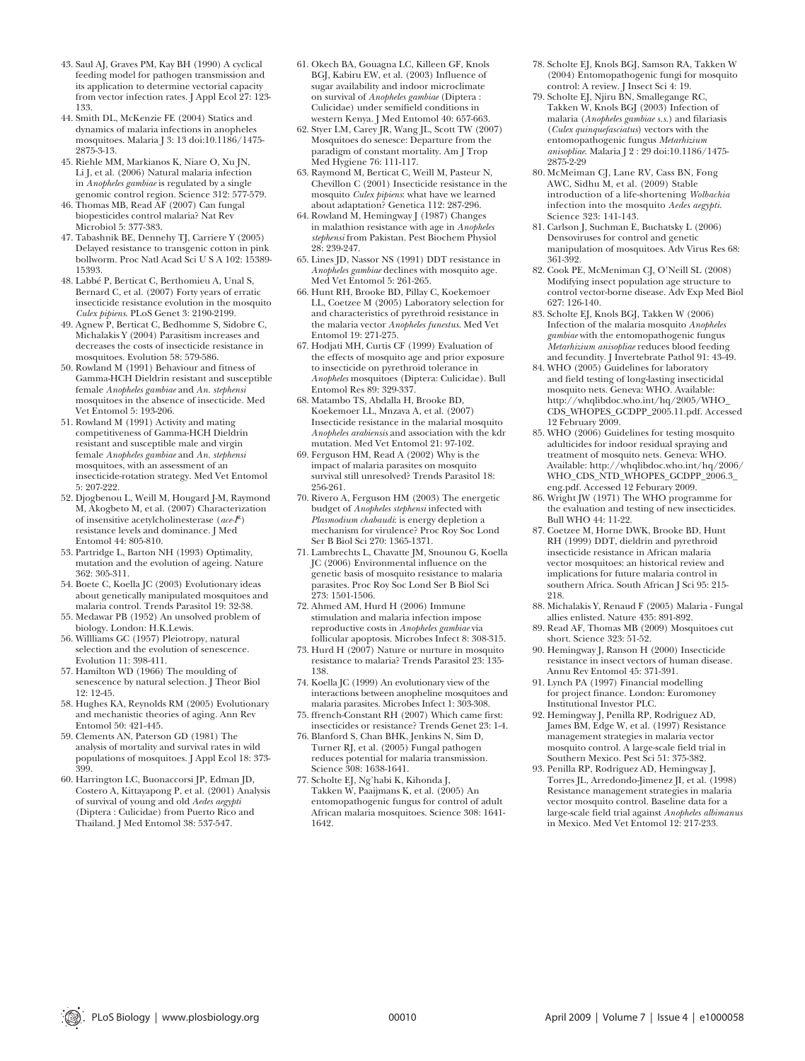43. Saul AJ, Graves PM, Kay BH (1990) A cyclical feeding model for pathogen transmission and its application to determine vectorial capacity from vector infection rates. J Appl Ecol 27: 123-133.
44. Smith DL, McKenzie FE (2004) Statics and dynamics of malaria infections in anopheles mosquitoes. Malaria J 3: 13 doi:10.1186/1475-2875-3-13.
45. Riehle MM, Markianos K, Niare O, Xu JN, Li J, et al. (2006) Natural malaria infection in *Anopheles gambiae* is regulated by a single genomic control region. Science 312: 577-579.
46. Thomas MB, Read AF (2007) Can fungal biopesticides control malaria? Nat Rev Microbiol 5: 377-383.
47. Tabashnik BE, Dennehy TJ, Carriere Y (2005) Delayed resistance to transgenic cotton in pink bollworm. Proc Natl Acad Sci U S A 102: 15389-15393.
48. Labbé P, Berticat C, Berthomieu A, Unal S, Bernard C, et al. (2007) Forty years of erratic insecticide resistance evolution in the mosquito *Culex pipiens*. PLoS Genet 3: 2190-2199.
49. Agnew P, Berticat C, Bedhomme S, Sidobre C, Michalakis Y (2004) Parasitism increases and decreases the costs of insecticide resistance in mosquitoes. Evolution 58: 579-586.
50. Rowland M (1991) Behaviour and fitness of Gamma-HCH Dieldrin resistant and susceptible female *Anopheles gambiae* and *An. stephensi* mosquitoes in the absence of insecticide. Med Vet Entomol 5: 193-206.
51. Rowland M (1991) Activity and mating competitiveness of Gamma-HCH Dieldrin resistant and susceptible male and virgin female *Anopheles gambiae* and *An. stephensi* mosquitoes, with an assessment of an insecticide-rotation strategy. Med Vet Entomol 5: 207-222.
52. Djogbenou L, Weill M, Hougard J-M, Raymond M, Akogbeto M, et al. (2007) Characterization of insensitive acetylcholinesterase (*ace-1*[R]) resistance levels and dominance. J Med Entomol 44: 805-810.
53. Partridge L, Barton NH (1993) Optimality, mutation and the evolution of ageing. Nature 362: 305-311.
54. Boete C, Koella JC (2003) Evolutionary ideas about genetically manipulated mosquitoes and malaria control. Trends Parasitol 19: 32-38.
55. Medawar PB (1952) An unsolved problem of biology. London: H.K.Lewis.
56. Willliams GC (1957) Pleiotropy, natural selection and the evolution of senescence. Evolution 11: 398-411.
57. Hamilton WD (1966) The moulding of senescence by natural selection. J Theor Biol 12: 12-45.
58. Hughes KA, Reynolds RM (2005) Evolutionary and mechanistic theories of aging. Ann Rev Entomol 50: 421-445.
59. Clements AN, Paterson GD (1981) The analysis of mortality and survival rates in wild populations of mosquitoes. J Appl Ecol 18: 373-399.
60. Harrington LC, Buonaccorsi JP, Edman JD, Costero A, Kittayapong P, et al. (2001) Analysis of survival of young and old *Aedes aegypti* (Diptera : Culicidae) from Puerto Rico and Thailand. J Med Entomol 38: 537-547.
61. Okech BA, Gouagna LC, Killeen GF, Knols BGJ, Kabiru EW, et al. (2003) Influence of sugar availability and indoor microclimate on survival of *Anopheles gambiae* (Diptera : Culicidae) under semifield conditions in western Kenya. J Med Entomol 40: 657-663.
62. Styer LM, Carey JR, Wang JL, Scott TW (2007) Mosquitoes do senesce: Departure from the paradigm of constant mortality. Am J Trop Med Hygiene 76: 111-117.
63. Raymond M, Berticat C, Weill M, Pasteur N, Chevillon C (2001) Insecticide resistance in the mosquito *Culex pipiens*: what have we learned about adaptation? Genetica 112: 287-296.
64. Rowland M, Hemingway J (1987) Changes in malathion resistance with age in *Anopheles stephensi* from Pakistan. Pest Biochem Physiol 28: 239-247.
65. Lines JD, Nassor NS (1991) DDT resistance in *Anopheles gambiae* declines with mosquito age. Med Vet Entomol 5: 261-265.
66. Hunt RH, Brooke BD, Pillay C, Koekemoer LL, Coetzee M (2005) Laboratory selection for and characteristics of pyrethroid resistance in the malaria vector *Anopheles funestus*. Med Vet Entomol 19: 271-275.
67. Hodjati MH, Curtis CF (1999) Evaluation of the effects of mosquito age and prior exposure to insecticide on pyrethroid tolerance in *Anopheles* mosquitoes (Diptera: Culicidae). Bull Entomol Res 89: 329-337.
68. Matambo TS, Abdalla H, Brooke BD, Koekemoer LL, Mnzava A, et al. (2007) Insecticide resistance in the malarial mosquito *Anopheles arabiensis* and association with the kdr mutation. Med Vet Entomol 21: 97-102.
69. Ferguson HM, Read A (2002) Why is the impact of malaria parasites on mosquito survival still unresolved? Trends Parasitol 18: 256-261.
70. Rivero A, Ferguson HM (2003) The energetic budget of *Anopheles stephensi* infected with *Plasmodium chabaudi*: is energy depletion a mechanism for virulence? Proc Roy Soc Lond Ser B Biol Sci 270: 1365-1371.
71. Lambrechts L, Chavatte JM, Snounou G, Koella JC (2006) Environmental influence on the genetic basis of mosquito resistance to malaria parasites. Proc Roy Soc Lond Ser B Biol Sci 273: 1501-1506.
72. Ahmed AM, Hurd H (2006) Immune stimulation and malaria infection impose reproductive costs in *Anopheles gambiae* via follicular apoptosis. Microbes Infect 8: 308-315.
73. Hurd H (2007) Nature or nurture in mosquito resistance to malaria? Trends Parasitol 23: 135-138.
74. Koella JC (1999) An evolutionary view of the interactions between anopheline mosquitoes and malaria parasites. Microbes Infect 1: 303-308.
75. ffrench-Constant RH (2007) Which came first: insecticides or resistance? Trends Genet 23: 1-4.
76. Blanford S, Chan BHK, Jenkins N, Sim D, Turner RJ, et al. (2005) Fungal pathogen reduces potential for malaria transmission. Science 308: 1638-1641.
77. Scholte EJ, Ng'habi K, Kihonda J, Takken W, Paaijmans K, et al. (2005) An entomopathogenic fungus for control of adult African malaria mosquitoes. Science 308: 1641-1642.
78. Scholte EJ, Knols BGJ, Samson RA, Takken W (2004) Entomopathogenic fungi for mosquito control: A review. J Insect Sci 4: 19.
79. Scholte EJ, Njiru BN, Smallegange RC, Takken W, Knols BGJ (2003) Infection of malaria (*Anopheles gambiae s.s.*) and filariasis (*Culex quinquefasciatus*) vectors with the entomopathogenic fungus *Metarhizium anisopliae*. Malaria J 2 : 29 doi:10.1186/1475-2875-2-29
80. McMeiman CJ, Lane RV, Cass BN, Fong AWC, Sidhu M, et al. (2009) Stable introduction of a life-shortening *Wolbachia* infection into the mosquito *Aedes aegypti*. Science 323: 141-143.
81. Carlson J, Suchman E, Buchatsky L (2006) Densoviruses for control and genetic manipulation of mosquitoes. Adv Virus Res 68: 361-392.
82. Cook PE, McMeniman CJ, O'Neill SL (2008) Modifying insect population age structure to control vector-borne disease. Adv Exp Med Biol 627: 126-140.
83. Scholte EJ, Knols BGJ, Takken W (2006) Infection of the malaria mosquito *Anopheles gambiae* with the entomopathogenic fungus *Metarhizium anisopliae* reduces blood feeding and fecundity. J Invertebrate Pathol 91: 43-49.
84. WHO (2005) Guidelines for laboratory and field testing of long-lasting insecticidal mosquito nets. Geneva: WHO. Available: http://whqlibdoc.who.int/hq/2005/WHO_CDS_WHOPES_GCDPP_2005.11.pdf. Accessed 12 February 2009.
85. WHO (2006) Guidelines for testing mosquito adulticides for indoor residual spraying and treatment of mosquito nets. Geneva: WHO. Available: http://whqlibdoc.who.int/hq/2006/WHO_CDS_NTD_WHOPES_GCDPP_2006.3_eng.pdf. Accessed 12 Feburary 2009.
86. Wright JW (1971) The WHO programme for the evaluation and testing of new insecticides. Bull WHO 44: 11-22.
87. Coetzee M, Horne DWK, Brooke BD, Hunt RH (1999) DDT, dieldrin and pyrethroid insecticide resistance in African malaria vector mosquitoes: an historical review and implications for future malaria control in southern Africa. South African J Sci 95: 215-218.
88. Michalakis Y, Renaud F (2005) Malaria - Fungal allies enlisted. Nature 435: 891-892.
89. Read AF, Thomas MB (2009) Mosquitoes cut short. Science 323: 51-52.
90. Hemingway J, Ranson H (2000) Insecticide resistance in insect vectors of human disease. Annu Rev Entomol 45: 371-391.
91. Lynch PA (1997) Financial modelling for project finance. London: Euromoney Institutional Investor PLC.
92. Hemingway J, Penilla RP, Rodriguez AD, James BM, Edge W, et al. (1997) Resistance management strategies in malaria vector mosquito control. A large-scale field trial in Southern Mexico. Pest Sci 51: 375-382.
93. Penilla RP, Rodriguez AD, Hemingway J, Torres JL, Arredondo-Jimenez JI, et al. (1998) Resistance management strategies in malaria vector mosquito control. Baseline data for a large-scale field trial against *Anopheles albimanus* in Mexico. Med Vet Entomol 12: 217-233.